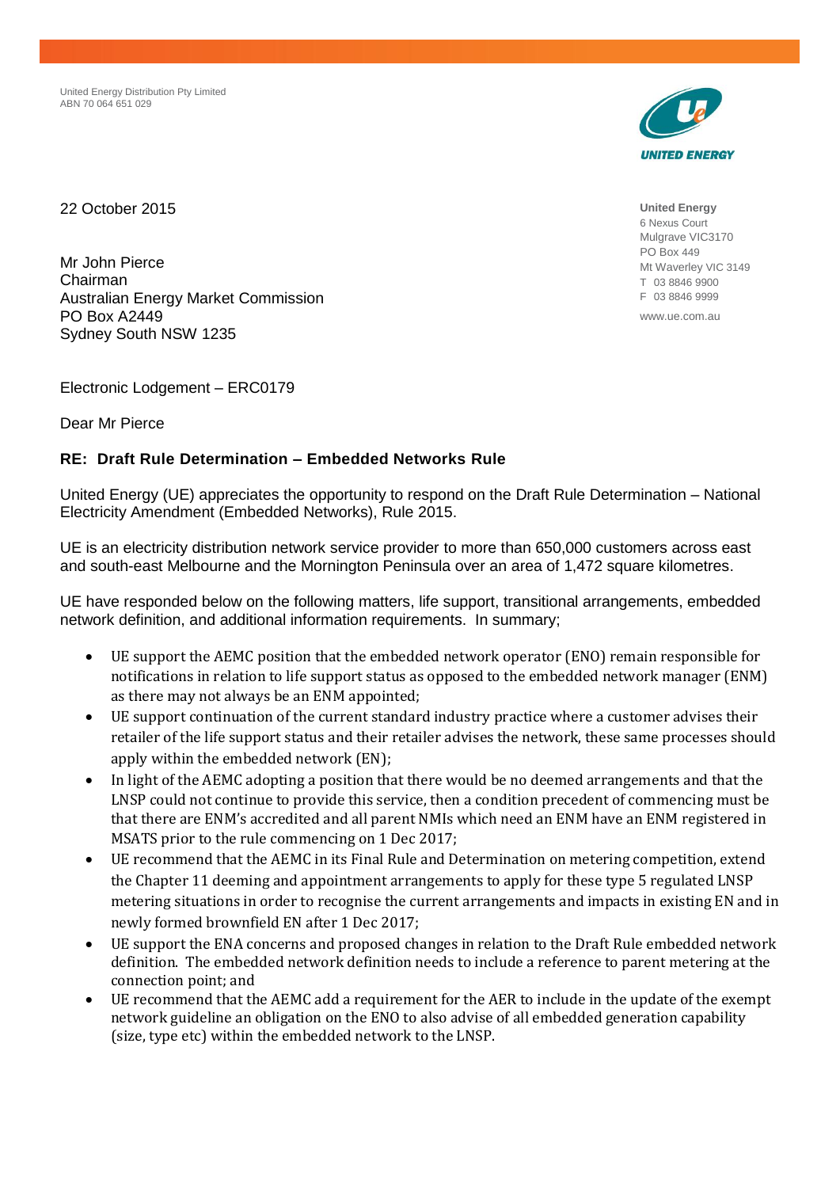United Energy Distribution Pty Limited
ABN 70 064 651 029

**United Energy**
6 Nexus Court
Mulgrave VIC3170
PO Box 449
Mt Waverley VIC 3149
T 03 8846 9900
F 03 8846 9999
www.ue.com.au

22 October 2015

Mr John Pierce
Chairman
Australian Energy Market Commission
PO Box A2449
Sydney South NSW 1235

Electronic Lodgement – ERC0179

Dear Mr Pierce

**RE: Draft Rule Determination – Embedded Networks Rule**

United Energy (UE) appreciates the opportunity to respond on the Draft Rule Determination – National Electricity Amendment (Embedded Networks), Rule 2015.

UE is an electricity distribution network service provider to more than 650,000 customers across east and south-east Melbourne and the Mornington Peninsula over an area of 1,472 square kilometres.

UE have responded below on the following matters, life support, transitional arrangements, embedded network definition, and additional information requirements. In summary;

- UE support the AEMC position that the embedded network operator (ENO) remain responsible for notifications in relation to life support status as opposed to the embedded network manager (ENM) as there may not always be an ENM appointed;
- UE support continuation of the current standard industry practice where a customer advises their retailer of the life support status and their retailer advises the network, these same processes should apply within the embedded network (EN);
- In light of the AEMC adopting a position that there would be no deemed arrangements and that the LNSP could not continue to provide this service, then a condition precedent of commencing must be that there are ENM's accredited and all parent NMIs which need an ENM have an ENM registered in MSATS prior to the rule commencing on 1 Dec 2017;
- UE recommend that the AEMC in its Final Rule and Determination on metering competition, extend the Chapter 11 deeming and appointment arrangements to apply for these type 5 regulated LNSP metering situations in order to recognise the current arrangements and impacts in existing EN and in newly formed brownfield EN after 1 Dec 2017;
- UE support the ENA concerns and proposed changes in relation to the Draft Rule embedded network definition. The embedded network definition needs to include a reference to parent metering at the connection point; and
- UE recommend that the AEMC add a requirement for the AER to include in the update of the exempt network guideline an obligation on the ENO to also advise of all embedded generation capability (size, type etc) within the embedded network to the LNSP.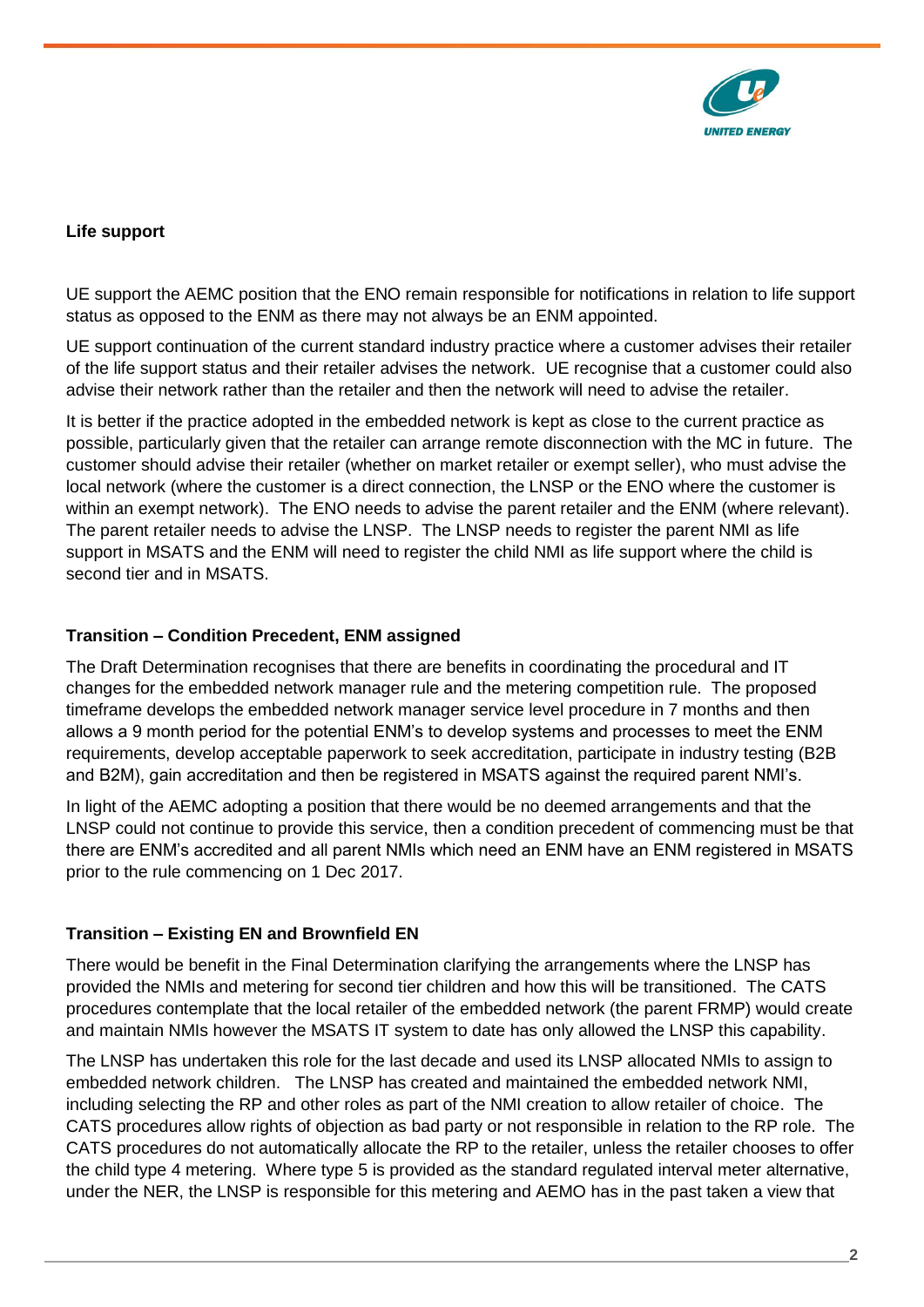**Life support**

UE support the AEMC position that the ENO remain responsible for notifications in relation to life support status as opposed to the ENM as there may not always be an ENM appointed.

UE support continuation of the current standard industry practice where a customer advises their retailer of the life support status and their retailer advises the network. UE recognise that a customer could also advise their network rather than the retailer and then the network will need to advise the retailer.

It is better if the practice adopted in the embedded network is kept as close to the current practice as possible, particularly given that the retailer can arrange remote disconnection with the MC in future. The customer should advise their retailer (whether on market retailer or exempt seller), who must advise the local network (where the customer is a direct connection, the LNSP or the ENO where the customer is within an exempt network). The ENO needs to advise the parent retailer and the ENM (where relevant). The parent retailer needs to advise the LNSP. The LNSP needs to register the parent NMI as life support in MSATS and the ENM will need to register the child NMI as life support where the child is second tier and in MSATS.

**Transition – Condition Precedent, ENM assigned**

The Draft Determination recognises that there are benefits in coordinating the procedural and IT changes for the embedded network manager rule and the metering competition rule. The proposed timeframe develops the embedded network manager service level procedure in 7 months and then allows a 9 month period for the potential ENM's to develop systems and processes to meet the ENM requirements, develop acceptable paperwork to seek accreditation, participate in industry testing (B2B and B2M), gain accreditation and then be registered in MSATS against the required parent NMI's.

In light of the AEMC adopting a position that there would be no deemed arrangements and that the LNSP could not continue to provide this service, then a condition precedent of commencing must be that there are ENM's accredited and all parent NMIs which need an ENM have an ENM registered in MSATS prior to the rule commencing on 1 Dec 2017.

**Transition – Existing EN and Brownfield EN**

There would be benefit in the Final Determination clarifying the arrangements where the LNSP has provided the NMIs and metering for second tier children and how this will be transitioned. The CATS procedures contemplate that the local retailer of the embedded network (the parent FRMP) would create and maintain NMIs however the MSATS IT system to date has only allowed the LNSP this capability.

The LNSP has undertaken this role for the last decade and used its LNSP allocated NMIs to assign to embedded network children. The LNSP has created and maintained the embedded network NMI, including selecting the RP and other roles as part of the NMI creation to allow retailer of choice. The CATS procedures allow rights of objection as bad party or not responsible in relation to the RP role. The CATS procedures do not automatically allocate the RP to the retailer, unless the retailer chooses to offer the child type 4 metering. Where type 5 is provided as the standard regulated interval meter alternative, under the NER, the LNSP is responsible for this metering and AEMO has in the past taken a view that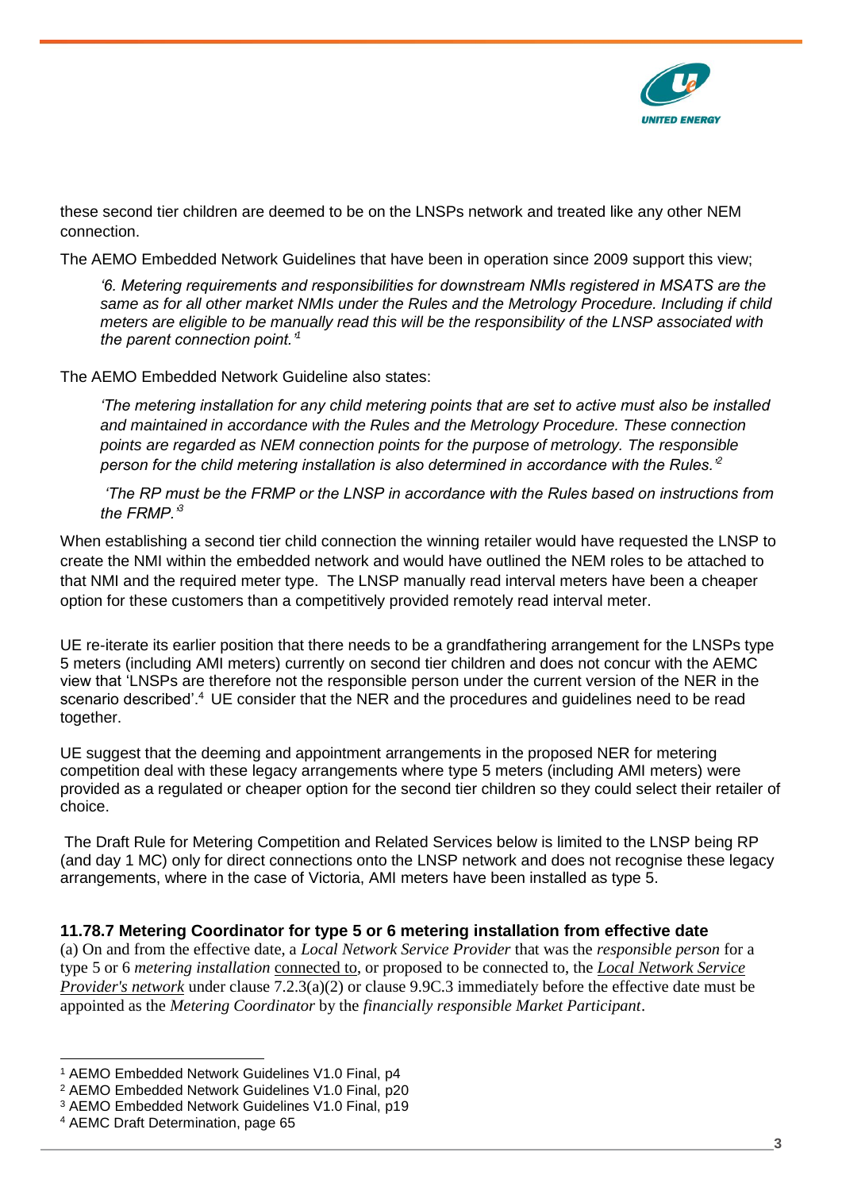these second tier children are deemed to be on the LNSPs network and treated like any other NEM connection.

The AEMO Embedded Network Guidelines that have been in operation since 2009 support this view;

> *'6. Metering requirements and responsibilities for downstream NMIs registered in MSATS are the same as for all other market NMIs under the Rules and the Metrology Procedure. Including if child meters are eligible to be manually read this will be the responsibility of the LNSP associated with the parent connection point.'*[1]

The AEMO Embedded Network Guideline also states:

> *'The metering installation for any child metering points that are set to active must also be installed and maintained in accordance with the Rules and the Metrology Procedure. These connection points are regarded as NEM connection points for the purpose of metrology. The responsible person for the child metering installation is also determined in accordance with the Rules.'*[2]
>
> *'The RP must be the FRMP or the LNSP in accordance with the Rules based on instructions from the FRMP.'*[3]

When establishing a second tier child connection the winning retailer would have requested the LNSP to create the NMI within the embedded network and would have outlined the NEM roles to be attached to that NMI and the required meter type. The LNSP manually read interval meters have been a cheaper option for these customers than a competitively provided remotely read interval meter.

UE re-iterate its earlier position that there needs to be a grandfathering arrangement for the LNSPs type 5 meters (including AMI meters) currently on second tier children and does not concur with the AEMC view that 'LNSPs are therefore not the responsible person under the current version of the NER in the scenario described'.[4] UE consider that the NER and the procedures and guidelines need to be read together.

UE suggest that the deeming and appointment arrangements in the proposed NER for metering competition deal with these legacy arrangements where type 5 meters (including AMI meters) were provided as a regulated or cheaper option for the second tier children so they could select their retailer of choice.

The Draft Rule for Metering Competition and Related Services below is limited to the LNSP being RP (and day 1 MC) only for direct connections onto the LNSP network and does not recognise these legacy arrangements, where in the case of Victoria, AMI meters have been installed as type 5.

**11.78.7 Metering Coordinator for type 5 or 6 metering installation from effective date**

(a) On and from the effective date, a *Local Network Service Provider* that was the *responsible person* for a type 5 or 6 *metering installation* connected to, or proposed to be connected to, the *Local Network Service Provider's network* under clause 7.2.3(a)(2) or clause 9.9C.3 immediately before the effective date must be appointed as the *Metering Coordinator* by the *financially responsible Market Participant*.

---

[1] AEMO Embedded Network Guidelines V1.0 Final, p4

[2] AEMO Embedded Network Guidelines V1.0 Final, p20

[3] AEMO Embedded Network Guidelines V1.0 Final, p19

[4] AEMC Draft Determination, page 65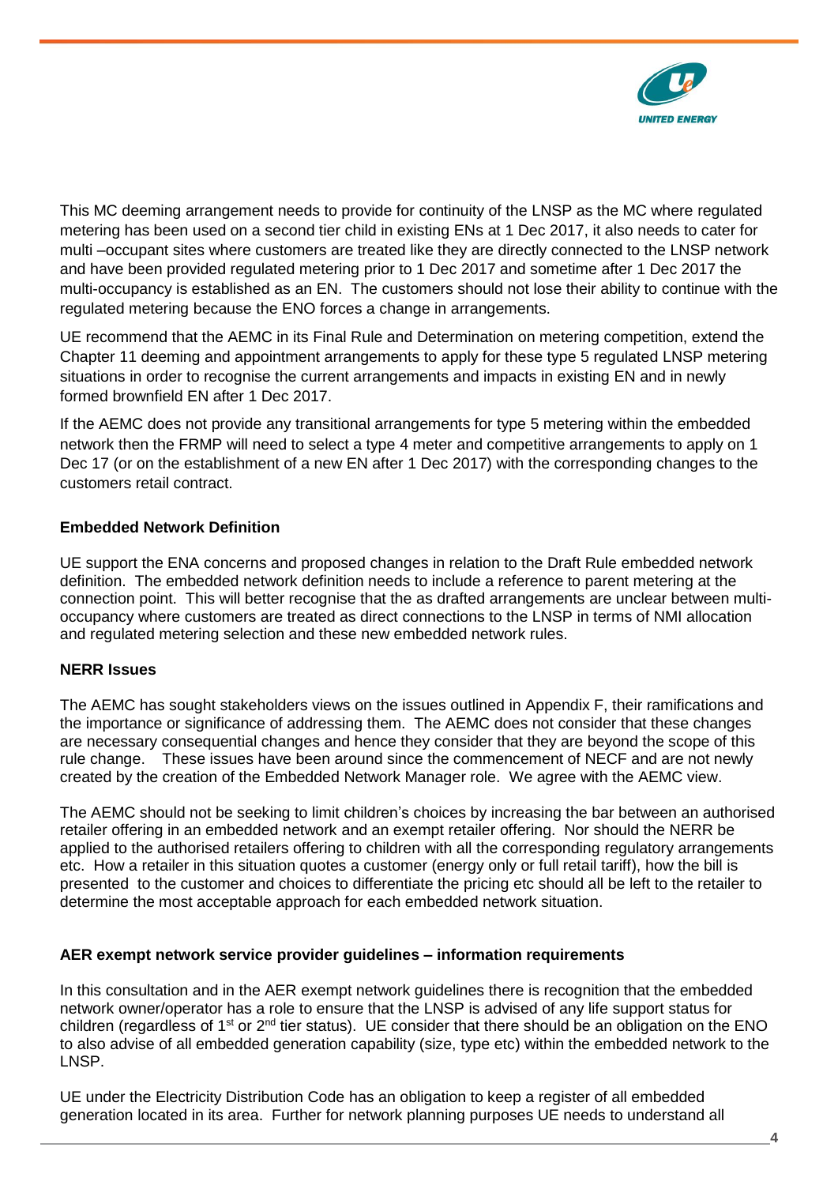This MC deeming arrangement needs to provide for continuity of the LNSP as the MC where regulated metering has been used on a second tier child in existing ENs at 1 Dec 2017, it also needs to cater for multi –occupant sites where customers are treated like they are directly connected to the LNSP network and have been provided regulated metering prior to 1 Dec 2017 and sometime after 1 Dec 2017 the multi-occupancy is established as an EN. The customers should not lose their ability to continue with the regulated metering because the ENO forces a change in arrangements.

UE recommend that the AEMC in its Final Rule and Determination on metering competition, extend the Chapter 11 deeming and appointment arrangements to apply for these type 5 regulated LNSP metering situations in order to recognise the current arrangements and impacts in existing EN and in newly formed brownfield EN after 1 Dec 2017.

If the AEMC does not provide any transitional arrangements for type 5 metering within the embedded network then the FRMP will need to select a type 4 meter and competitive arrangements to apply on 1 Dec 17 (or on the establishment of a new EN after 1 Dec 2017) with the corresponding changes to the customers retail contract.

**Embedded Network Definition**

UE support the ENA concerns and proposed changes in relation to the Draft Rule embedded network definition. The embedded network definition needs to include a reference to parent metering at the connection point. This will better recognise that the as drafted arrangements are unclear between multi-occupancy where customers are treated as direct connections to the LNSP in terms of NMI allocation and regulated metering selection and these new embedded network rules.

**NERR Issues**

The AEMC has sought stakeholders views on the issues outlined in Appendix F, their ramifications and the importance or significance of addressing them. The AEMC does not consider that these changes are necessary consequential changes and hence they consider that they are beyond the scope of this rule change. These issues have been around since the commencement of NECF and are not newly created by the creation of the Embedded Network Manager role. We agree with the AEMC view.

The AEMC should not be seeking to limit children's choices by increasing the bar between an authorised retailer offering in an embedded network and an exempt retailer offering. Nor should the NERR be applied to the authorised retailers offering to children with all the corresponding regulatory arrangements etc. How a retailer in this situation quotes a customer (energy only or full retail tariff), how the bill is presented to the customer and choices to differentiate the pricing etc should all be left to the retailer to determine the most acceptable approach for each embedded network situation.

**AER exempt network service provider guidelines – information requirements**

In this consultation and in the AER exempt network guidelines there is recognition that the embedded network owner/operator has a role to ensure that the LNSP is advised of any life support status for children (regardless of 1st or 2nd tier status). UE consider that there should be an obligation on the ENO to also advise of all embedded generation capability (size, type etc) within the embedded network to the LNSP.

UE under the Electricity Distribution Code has an obligation to keep a register of all embedded generation located in its area. Further for network planning purposes UE needs to understand all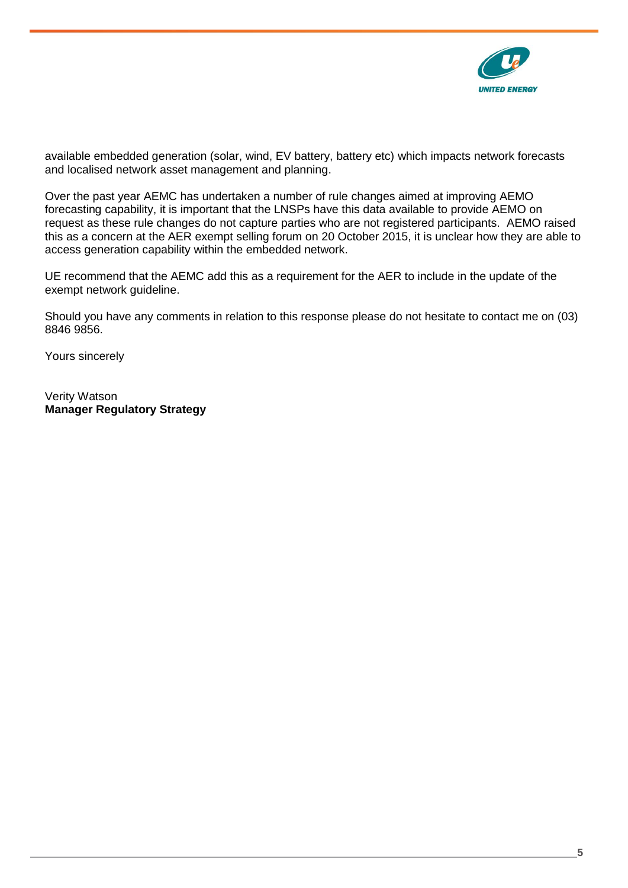available embedded generation (solar, wind, EV battery, battery etc) which impacts network forecasts and localised network asset management and planning.

Over the past year AEMC has undertaken a number of rule changes aimed at improving AEMO forecasting capability, it is important that the LNSPs have this data available to provide AEMO on request as these rule changes do not capture parties who are not registered participants. AEMO raised this as a concern at the AER exempt selling forum on 20 October 2015, it is unclear how they are able to access generation capability within the embedded network.

UE recommend that the AEMC add this as a requirement for the AER to include in the update of the exempt network guideline.

Should you have any comments in relation to this response please do not hesitate to contact me on (03) 8846 9856.

Yours sincerely

Verity Watson  
**Manager Regulatory Strategy**